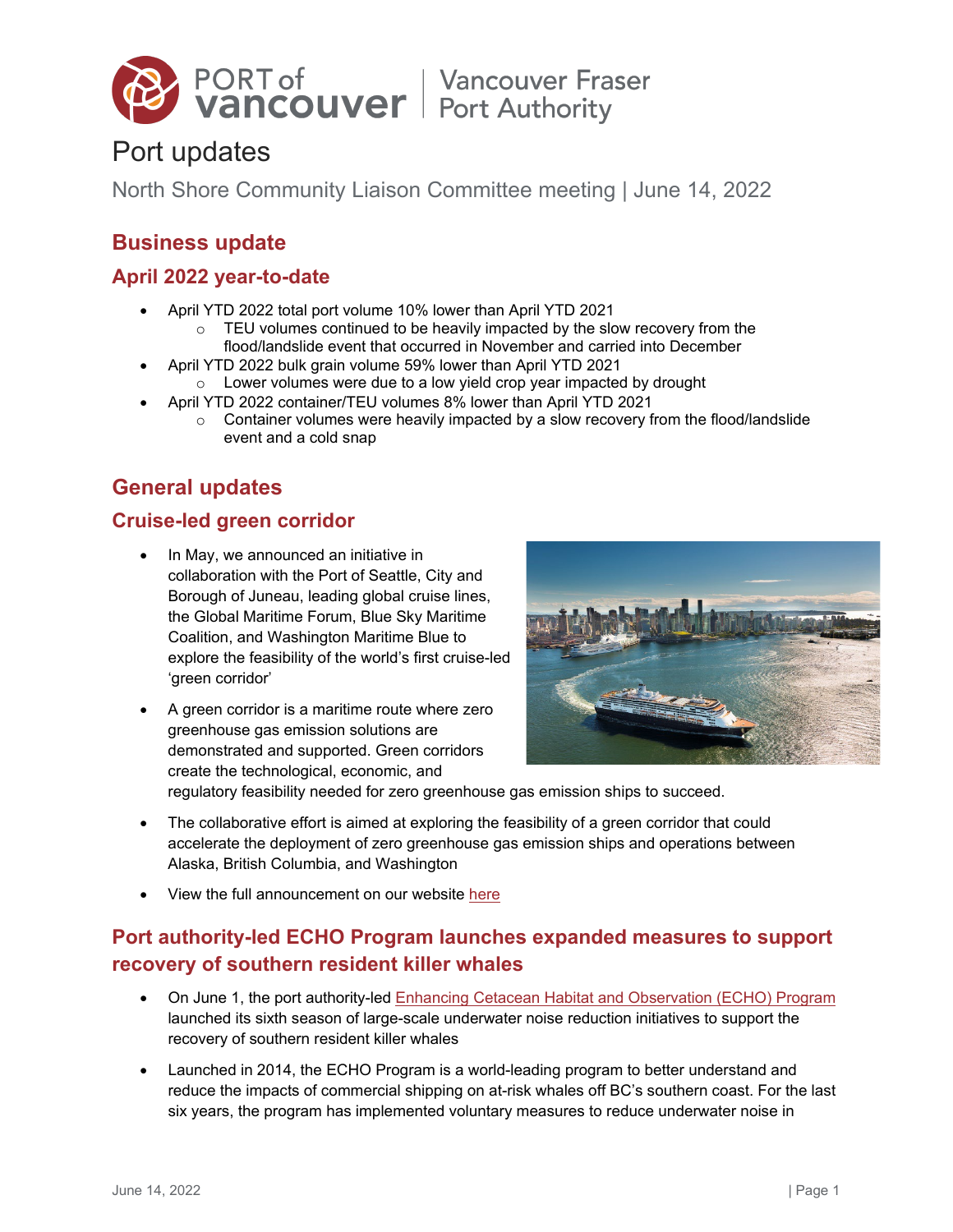# Port updates

North Shore Community Liaison Committee meeting | June 14, 2022

## Business update

### April 2022 year-to-date

- April YTD 2022 total port volume 10% lower than April YTD 2021
  - TEU volumes continued to be heavily impacted by the slow recovery from the flood/landslide event that occurred in November and carried into December
- April YTD 2022 bulk grain volume 59% lower than April YTD 2021
  - Lower volumes were due to a low yield crop year impacted by drought
- April YTD 2022 container/TEU volumes 8% lower than April YTD 2021
  - Container volumes were heavily impacted by a slow recovery from the flood/landslide event and a cold snap

## General updates

### Cruise-led green corridor

- In May, we announced an initiative in collaboration with the Port of Seattle, City and Borough of Juneau, leading global cruise lines, the Global Maritime Forum, Blue Sky Maritime Coalition, and Washington Maritime Blue to explore the feasibility of the world's first cruise-led 'green corridor'
- A green corridor is a maritime route where zero greenhouse gas emission solutions are demonstrated and supported. Green corridors create the technological, economic, and regulatory feasibility needed for zero greenhouse gas emission ships to succeed.
- The collaborative effort is aimed at exploring the feasibility of a green corridor that could accelerate the deployment of zero greenhouse gas emission ships and operations between Alaska, British Columbia, and Washington
- View the full announcement on our website here

### Port authority-led ECHO Program launches expanded measures to support recovery of southern resident killer whales

- On June 1, the port authority-led Enhancing Cetacean Habitat and Observation (ECHO) Program launched its sixth season of large-scale underwater noise reduction initiatives to support the recovery of southern resident killer whales
- Launched in 2014, the ECHO Program is a world-leading program to better understand and reduce the impacts of commercial shipping on at-risk whales off BC's southern coast. For the last six years, the program has implemented voluntary measures to reduce underwater noise in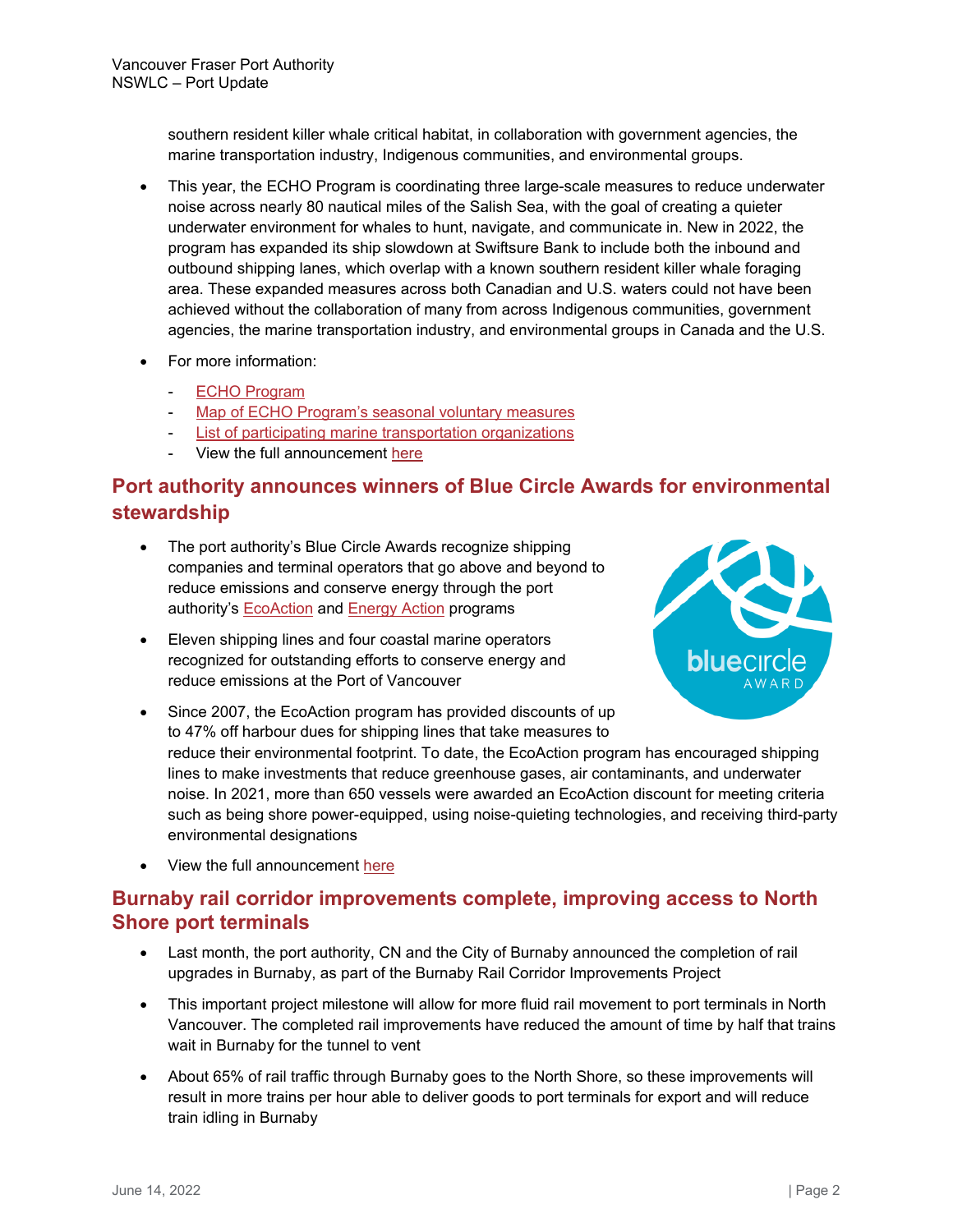southern resident killer whale critical habitat, in collaboration with government agencies, the marine transportation industry, Indigenous communities, and environmental groups.

- This year, the ECHO Program is coordinating three large-scale measures to reduce underwater noise across nearly 80 nautical miles of the Salish Sea, with the goal of creating a quieter underwater environment for whales to hunt, navigate, and communicate in. New in 2022, the program has expanded its ship slowdown at Swiftsure Bank to include both the inbound and outbound shipping lanes, which overlap with a known southern resident killer whale foraging area. These expanded measures across both Canadian and U.S. waters could not have been achieved without the collaboration of many from across Indigenous communities, government agencies, the marine transportation industry, and environmental groups in Canada and the U.S.
- For more information:
  - ECHO Program
  - Map of ECHO Program's seasonal voluntary measures
  - List of participating marine transportation organizations
  - View the full announcement here

## Port authority announces winners of Blue Circle Awards for environmental stewardship

- The port authority's Blue Circle Awards recognize shipping companies and terminal operators that go above and beyond to reduce emissions and conserve energy through the port authority's EcoAction and Energy Action programs
- Eleven shipping lines and four coastal marine operators recognized for outstanding efforts to conserve energy and reduce emissions at the Port of Vancouver
- Since 2007, the EcoAction program has provided discounts of up to 47% off harbour dues for shipping lines that take measures to reduce their environmental footprint. To date, the EcoAction program has encouraged shipping lines to make investments that reduce greenhouse gases, air contaminants, and underwater noise. In 2021, more than 650 vessels were awarded an EcoAction discount for meeting criteria such as being shore power-equipped, using noise-quieting technologies, and receiving third-party environmental designations
- View the full announcement here

## Burnaby rail corridor improvements complete, improving access to North Shore port terminals

- Last month, the port authority, CN and the City of Burnaby announced the completion of rail upgrades in Burnaby, as part of the Burnaby Rail Corridor Improvements Project
- This important project milestone will allow for more fluid rail movement to port terminals in North Vancouver. The completed rail improvements have reduced the amount of time by half that trains wait in Burnaby for the tunnel to vent
- About 65% of rail traffic through Burnaby goes to the North Shore, so these improvements will result in more trains per hour able to deliver goods to port terminals for export and will reduce train idling in Burnaby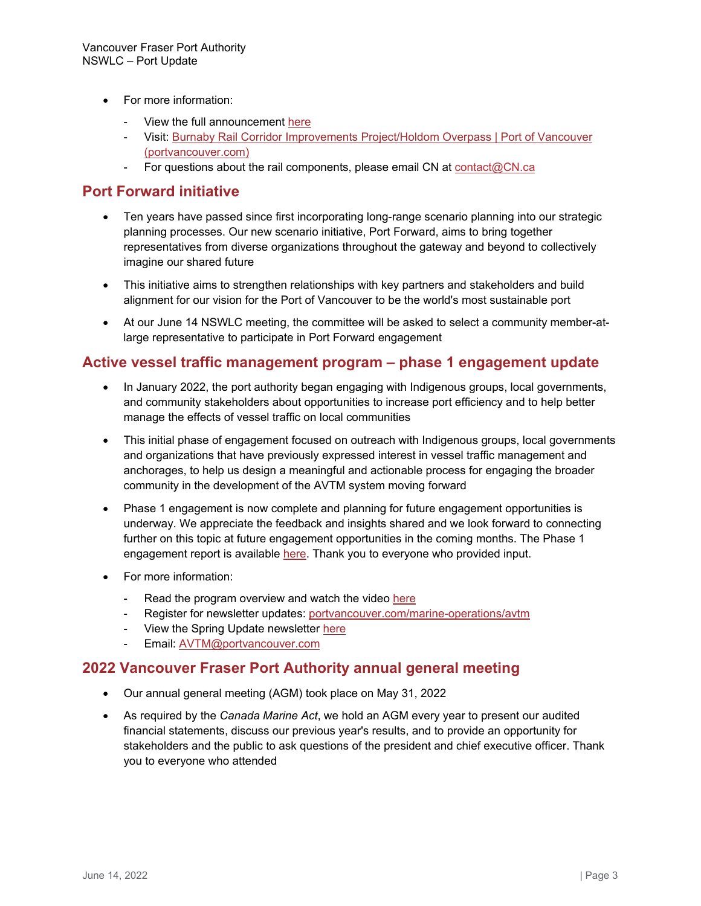- For more information:
  - View the full announcement here
  - Visit: Burnaby Rail Corridor Improvements Project/Holdom Overpass | Port of Vancouver (portvancouver.com)
  - For questions about the rail components, please email CN at contact@CN.ca

## Port Forward initiative

- Ten years have passed since first incorporating long-range scenario planning into our strategic planning processes. Our new scenario initiative, Port Forward, aims to bring together representatives from diverse organizations throughout the gateway and beyond to collectively imagine our shared future
- This initiative aims to strengthen relationships with key partners and stakeholders and build alignment for our vision for the Port of Vancouver to be the world's most sustainable port
- At our June 14 NSWLC meeting, the committee will be asked to select a community member-at-large representative to participate in Port Forward engagement

## Active vessel traffic management program – phase 1 engagement update

- In January 2022, the port authority began engaging with Indigenous groups, local governments, and community stakeholders about opportunities to increase port efficiency and to help better manage the effects of vessel traffic on local communities
- This initial phase of engagement focused on outreach with Indigenous groups, local governments and organizations that have previously expressed interest in vessel traffic management and anchorages, to help us design a meaningful and actionable process for engaging the broader community in the development of the AVTM system moving forward
- Phase 1 engagement is now complete and planning for future engagement opportunities is underway. We appreciate the feedback and insights shared and we look forward to connecting further on this topic at future engagement opportunities in the coming months. The Phase 1 engagement report is available here. Thank you to everyone who provided input.
- For more information:
  - Read the program overview and watch the video here
  - Register for newsletter updates: portvancouver.com/marine-operations/avtm
  - View the Spring Update newsletter here
  - Email: AVTM@portvancouver.com

## 2022 Vancouver Fraser Port Authority annual general meeting

- Our annual general meeting (AGM) took place on May 31, 2022
- As required by the *Canada Marine Act*, we hold an AGM every year to present our audited financial statements, discuss our previous year's results, and to provide an opportunity for stakeholders and the public to ask questions of the president and chief executive officer. Thank you to everyone who attended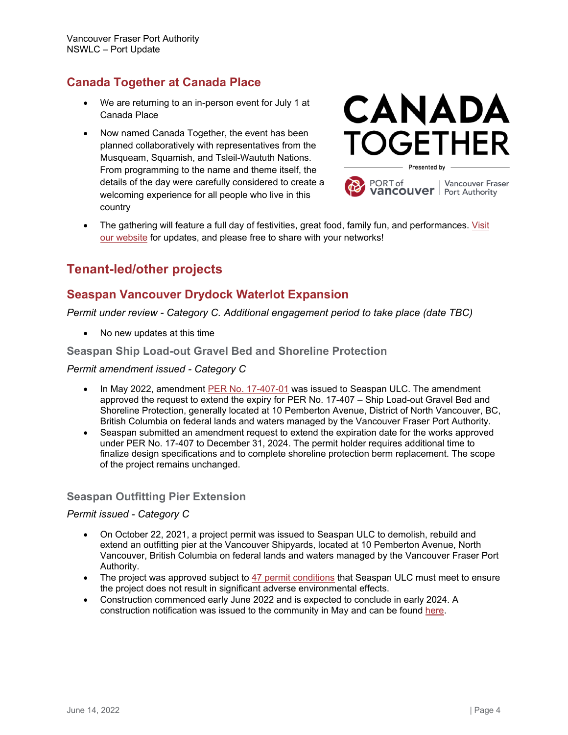## Canada Together at Canada Place

- We are returning to an in-person event for July 1 at Canada Place
- Now named Canada Together, the event has been planned collaboratively with representatives from the Musqueam, Squamish, and Tsleil-Waututh Nations. From programming to the name and theme itself, the details of the day were carefully considered to create a welcoming experience for all people who live in this country
- The gathering will feature a full day of festivities, great food, family fun, and performances. Visit our website for updates, and please free to share with your networks!

## Tenant-led/other projects

### Seaspan Vancouver Drydock Waterlot Expansion

*Permit under review - Category C. Additional engagement period to take place (date TBC)*

- No new updates at this time

#### Seaspan Ship Load-out Gravel Bed and Shoreline Protection

*Permit amendment issued - Category C*

- In May 2022, amendment PER No. 17-407-01 was issued to Seaspan ULC. The amendment approved the request to extend the expiry for PER No. 17-407 – Ship Load-out Gravel Bed and Shoreline Protection, generally located at 10 Pemberton Avenue, District of North Vancouver, BC, British Columbia on federal lands and waters managed by the Vancouver Fraser Port Authority.
- Seaspan submitted an amendment request to extend the expiration date for the works approved under PER No. 17-407 to December 31, 2024. The permit holder requires additional time to finalize design specifications and to complete shoreline protection berm replacement. The scope of the project remains unchanged.

#### Seaspan Outfitting Pier Extension

*Permit issued - Category C*

- On October 22, 2021, a project permit was issued to Seaspan ULC to demolish, rebuild and extend an outfitting pier at the Vancouver Shipyards, located at 10 Pemberton Avenue, North Vancouver, British Columbia on federal lands and waters managed by the Vancouver Fraser Port Authority.
- The project was approved subject to 47 permit conditions that Seaspan ULC must meet to ensure the project does not result in significant adverse environmental effects.
- Construction commenced early June 2022 and is expected to conclude in early 2024. A construction notification was issued to the community in May and can be found here.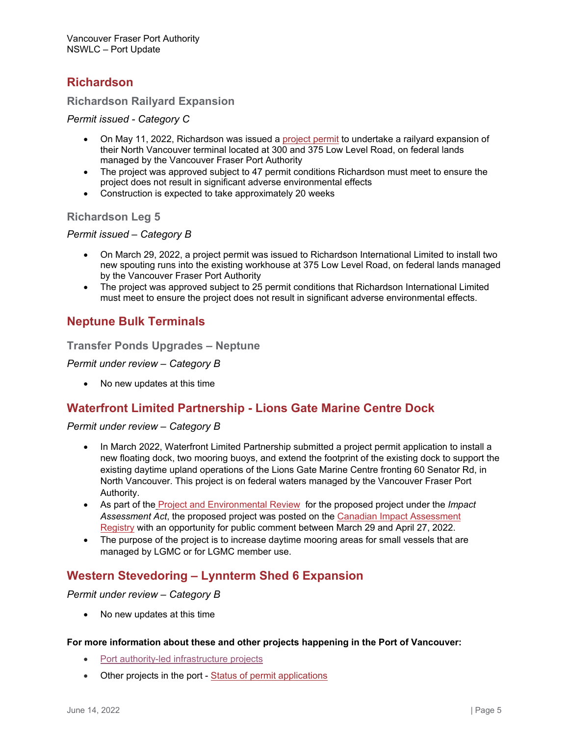## Richardson

### Richardson Railyard Expansion

*Permit issued - Category C*

- On May 11, 2022, Richardson was issued a project permit to undertake a railyard expansion of their North Vancouver terminal located at 300 and 375 Low Level Road, on federal lands managed by the Vancouver Fraser Port Authority
- The project was approved subject to 47 permit conditions Richardson must meet to ensure the project does not result in significant adverse environmental effects
- Construction is expected to take approximately 20 weeks

### Richardson Leg 5

*Permit issued – Category B*

- On March 29, 2022, a project permit was issued to Richardson International Limited to install two new spouting runs into the existing workhouse at 375 Low Level Road, on federal lands managed by the Vancouver Fraser Port Authority
- The project was approved subject to 25 permit conditions that Richardson International Limited must meet to ensure the project does not result in significant adverse environmental effects.

## Neptune Bulk Terminals

### Transfer Ponds Upgrades – Neptune

*Permit under review – Category B*

- No new updates at this time

## Waterfront Limited Partnership - Lions Gate Marine Centre Dock

*Permit under review – Category B*

- In March 2022, Waterfront Limited Partnership submitted a project permit application to install a new floating dock, two mooring buoys, and extend the footprint of the existing dock to support the existing daytime upland operations of the Lions Gate Marine Centre fronting 60 Senator Rd, in North Vancouver. This project is on federal waters managed by the Vancouver Fraser Port Authority.
- As part of the Project and Environmental Review for the proposed project under the *Impact Assessment Act*, the proposed project was posted on the Canadian Impact Assessment Registry with an opportunity for public comment between March 29 and April 27, 2022.
- The purpose of the project is to increase daytime mooring areas for small vessels that are managed by LGMC or for LGMC member use.

## Western Stevedoring – Lynnterm Shed 6 Expansion

*Permit under review – Category B*

- No new updates at this time

**For more information about these and other projects happening in the Port of Vancouver:**

- Port authority-led infrastructure projects
- Other projects in the port - Status of permit applications